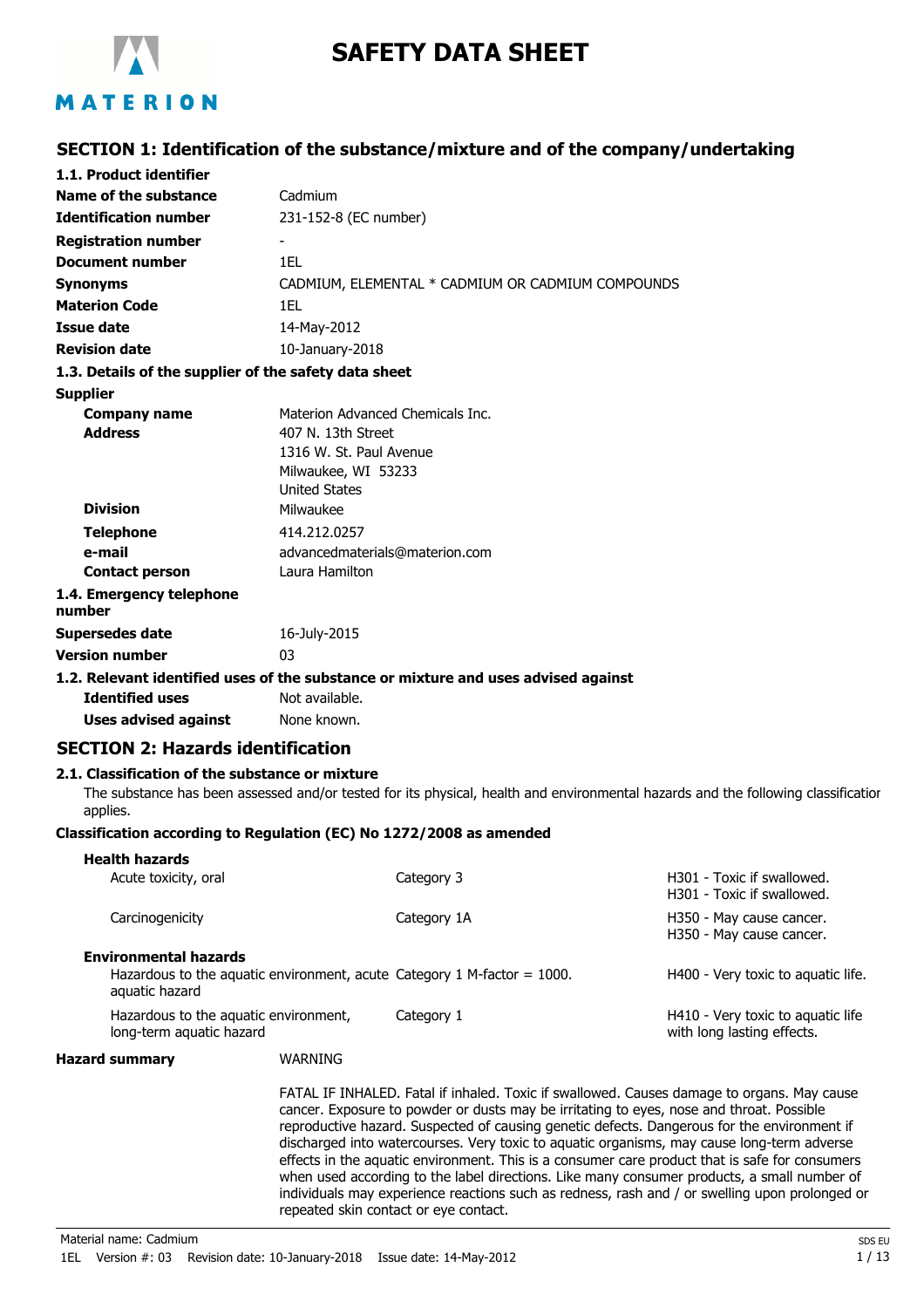# SAFETY DATA SHEET

## SECTION 1: Identification of the substance/mixture and of the company/undertaking

### 1.1. Product identifier

| | |
|---|---|
| **Name of the substance** | Cadmium |
| **Identification number** | 231-152-8 (EC number) |
| **Registration number** | - |
| **Document number** | 1EL |
| **Synonyms** | CADMIUM, ELEMENTAL * CADMIUM OR CADMIUM COMPOUNDS |
| **Materion Code** | 1EL |
| **Issue date** | 14-May-2012 |
| **Revision date** | 10-January-2018 |

### 1.3. Details of the supplier of the safety data sheet

**Supplier**

| | |
|---|---|
| **Company name** | Materion Advanced Chemicals Inc. |
| **Address** | 407 N. 13th Street<br>1316 W. St. Paul Avenue<br>Milwaukee, WI 53233<br>United States |
| **Division** | Milwaukee |
| **Telephone** | 414.212.0257 |
| **e-mail** | advancedmaterials@materion.com |
| **Contact person** | Laura Hamilton |

### 1.4. Emergency telephone number

| | |
|---|---|
| **Supersedes date** | 16-July-2015 |
| **Version number** | 03 |

### 1.2. Relevant identified uses of the substance or mixture and uses advised against

| | |
|---|---|
| **Identified uses** | Not available. |
| **Uses advised against** | None known. |

## SECTION 2: Hazards identification

### 2.1. Classification of the substance or mixture

The substance has been assessed and/or tested for its physical, health and environmental hazards and the following classification applies.

**Classification according to Regulation (EC) No 1272/2008 as amended**

| | | |
|---|---|---|
| **Health hazards** | | |
| Acute toxicity, oral | Category 3 | H301 - Toxic if swallowed.<br>H301 - Toxic if swallowed. |
| Carcinogenicity | Category 1A | H350 - May cause cancer.<br>H350 - May cause cancer. |
| **Environmental hazards** | | |
| Hazardous to the aquatic environment, acute aquatic hazard | Category 1 M-factor = 1000. | H400 - Very toxic to aquatic life. |
| Hazardous to the aquatic environment, long-term aquatic hazard | Category 1 | H410 - Very toxic to aquatic life with long lasting effects. |

**Hazard summary** WARNING

FATAL IF INHALED. Fatal if inhaled. Toxic if swallowed. Causes damage to organs. May cause cancer. Exposure to powder or dusts may be irritating to eyes, nose and throat. Possible reproductive hazard. Suspected of causing genetic defects. Dangerous for the environment if discharged into watercourses. Very toxic to aquatic organisms, may cause long-term adverse effects in the aquatic environment. This is a consumer care product that is safe for consumers when used according to the label directions. Like many consumer products, a small number of individuals may experience reactions such as redness, rash and / or swelling upon prolonged or repeated skin contact or eye contact.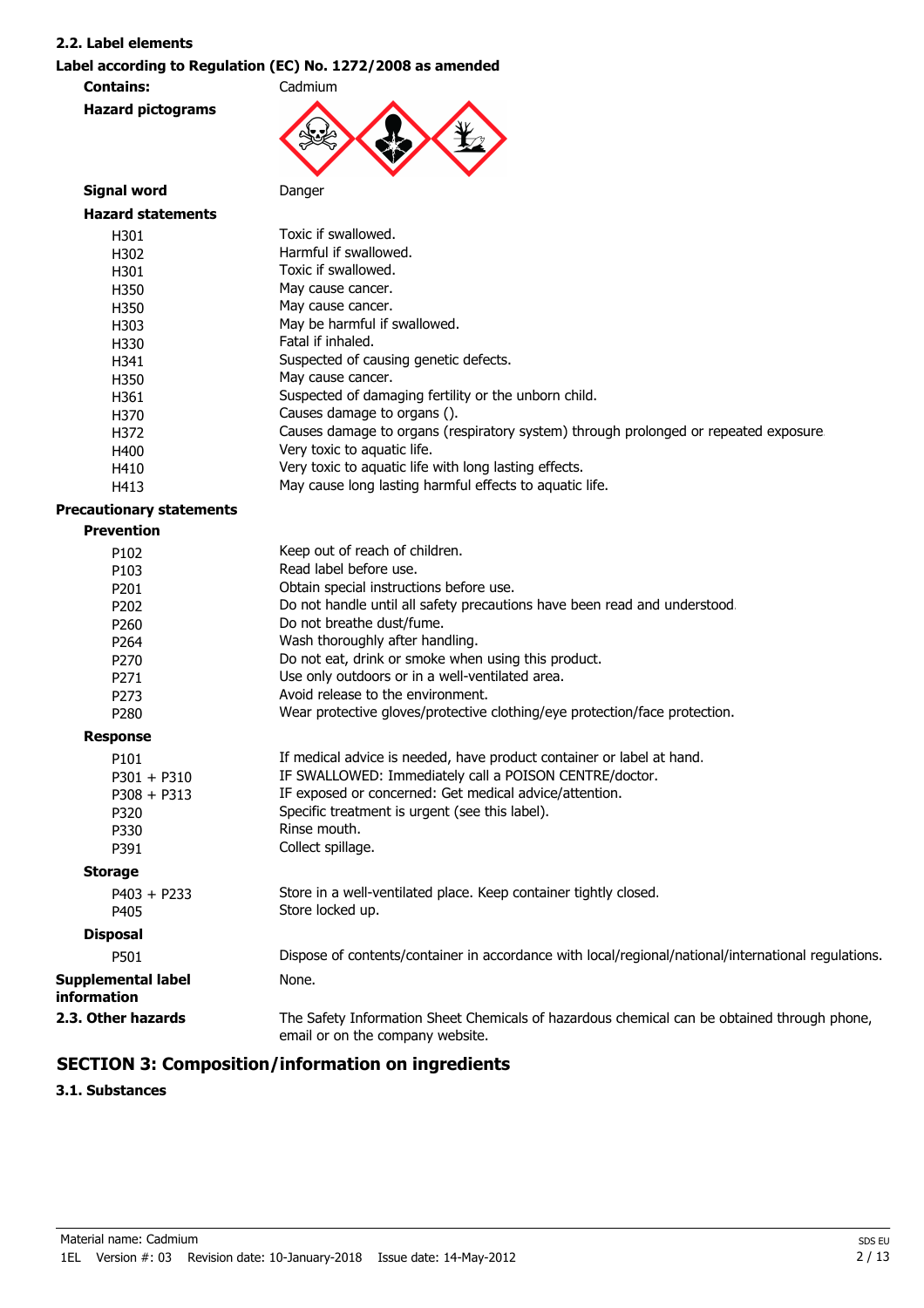## 2.2. Label elements

### Label according to Regulation (EC) No. 1272/2008 as amended

**Contains:** Cadmium

**Hazard pictograms**

**Signal word** Danger

**Hazard statements**

| | |
|---|---|
| H301 | Toxic if swallowed. |
| H302 | Harmful if swallowed. |
| H301 | Toxic if swallowed. |
| H350 | May cause cancer. |
| H350 | May cause cancer. |
| H303 | May be harmful if swallowed. |
| H330 | Fatal if inhaled. |
| H341 | Suspected of causing genetic defects. |
| H350 | May cause cancer. |
| H361 | Suspected of damaging fertility or the unborn child. |
| H370 | Causes damage to organs (). |
| H372 | Causes damage to organs (respiratory system) through prolonged or repeated exposure. |
| H400 | Very toxic to aquatic life. |
| H410 | Very toxic to aquatic life with long lasting effects. |
| H413 | May cause long lasting harmful effects to aquatic life. |

**Precautionary statements**

**Prevention**

| | |
|---|---|
| P102 | Keep out of reach of children. |
| P103 | Read label before use. |
| P201 | Obtain special instructions before use. |
| P202 | Do not handle until all safety precautions have been read and understood. |
| P260 | Do not breathe dust/fume. |
| P264 | Wash thoroughly after handling. |
| P270 | Do not eat, drink or smoke when using this product. |
| P271 | Use only outdoors or in a well-ventilated area. |
| P273 | Avoid release to the environment. |
| P280 | Wear protective gloves/protective clothing/eye protection/face protection. |

**Response**

| | |
|---|---|
| P101 | If medical advice is needed, have product container or label at hand. |
| P301 + P310 | IF SWALLOWED: Immediately call a POISON CENTRE/doctor. |
| P308 + P313 | IF exposed or concerned: Get medical advice/attention. |
| P320 | Specific treatment is urgent (see this label). |
| P330 | Rinse mouth. |
| P391 | Collect spillage. |

**Storage**

| | |
|---|---|
| P403 + P233 | Store in a well-ventilated place. Keep container tightly closed. |
| P405 | Store locked up. |

**Disposal**

| | |
|---|---|
| P501 | Dispose of contents/container in accordance with local/regional/national/international regulations. |

**Supplemental label information** None.

**2.3. Other hazards** The Safety Information Sheet Chemicals of hazardous chemical can be obtained through phone, email or on the company website.

# SECTION 3: Composition/information on ingredients

### 3.1. Substances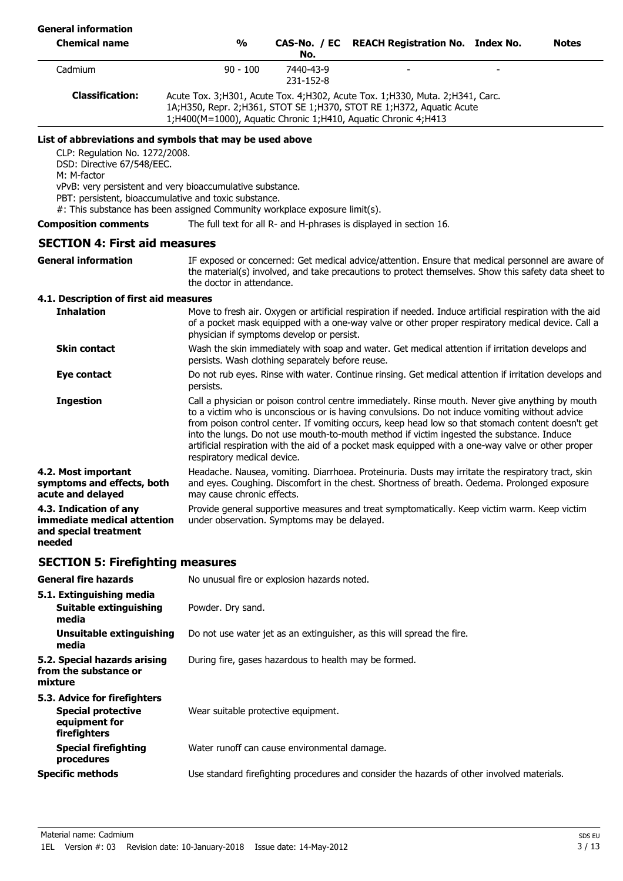**General information**

| Chemical name | % | CAS-No. / EC No. | REACH Registration No. | Index No. | Notes |
|---|---|---|---|---|---|
| Cadmium | 90 - 100 | 7440-43-9<br>231-152-8 | - | - | |
| **Classification:** | Acute Tox. 3;H301, Acute Tox. 4;H302, Acute Tox. 1;H330, Muta. 2;H341, Carc. 1A;H350, Repr. 2;H361, STOT SE 1;H370, STOT RE 1;H372, Aquatic Acute 1;H400(M=1000), Aquatic Chronic 1;H410, Aquatic Chronic 4;H413 | | | | |

**List of abbreviations and symbols that may be used above**

CLP: Regulation No. 1272/2008.
DSD: Directive 67/548/EEC.
M: M-factor
vPvB: very persistent and very bioaccumulative substance.
PBT: persistent, bioaccumulative and toxic substance.
#: This substance has been assigned Community workplace exposure limit(s).

**Composition comments** The full text for all R- and H-phrases is displayed in section 16.

## SECTION 4: First aid measures

**General information** IF exposed or concerned: Get medical advice/attention. Ensure that medical personnel are aware of the material(s) involved, and take precautions to protect themselves. Show this safety data sheet to the doctor in attendance.

### 4.1. Description of first aid measures

**Inhalation** Move to fresh air. Oxygen or artificial respiration if needed. Induce artificial respiration with the aid of a pocket mask equipped with a one-way valve or other proper respiratory medical device. Call a physician if symptoms develop or persist.

**Skin contact** Wash the skin immediately with soap and water. Get medical attention if irritation develops and persists. Wash clothing separately before reuse.

**Eye contact** Do not rub eyes. Rinse with water. Continue rinsing. Get medical attention if irritation develops and persists.

**Ingestion** Call a physician or poison control centre immediately. Rinse mouth. Never give anything by mouth to a victim who is unconscious or is having convulsions. Do not induce vomiting without advice from poison control center. If vomiting occurs, keep head low so that stomach content doesn't get into the lungs. Do not use mouth-to-mouth method if victim ingested the substance. Induce artificial respiration with the aid of a pocket mask equipped with a one-way valve or other proper respiratory medical device.

**4.2. Most important symptoms and effects, both acute and delayed** Headache. Nausea, vomiting. Diarrhoea. Proteinuria. Dusts may irritate the respiratory tract, skin and eyes. Coughing. Discomfort in the chest. Shortness of breath. Oedema. Prolonged exposure may cause chronic effects.

**4.3. Indication of any immediate medical attention and special treatment needed** Provide general supportive measures and treat symptomatically. Keep victim warm. Keep victim under observation. Symptoms may be delayed.

## SECTION 5: Firefighting measures

**General fire hazards** No unusual fire or explosion hazards noted.

### 5.1. Extinguishing media

**Suitable extinguishing media** Powder. Dry sand.

**Unsuitable extinguishing media** Do not use water jet as an extinguisher, as this will spread the fire.

**5.2. Special hazards arising from the substance or mixture** During fire, gases hazardous to health may be formed.

### 5.3. Advice for firefighters

**Special protective equipment for firefighters** Wear suitable protective equipment.

**Special firefighting procedures** Water runoff can cause environmental damage.

**Specific methods** Use standard firefighting procedures and consider the hazards of other involved materials.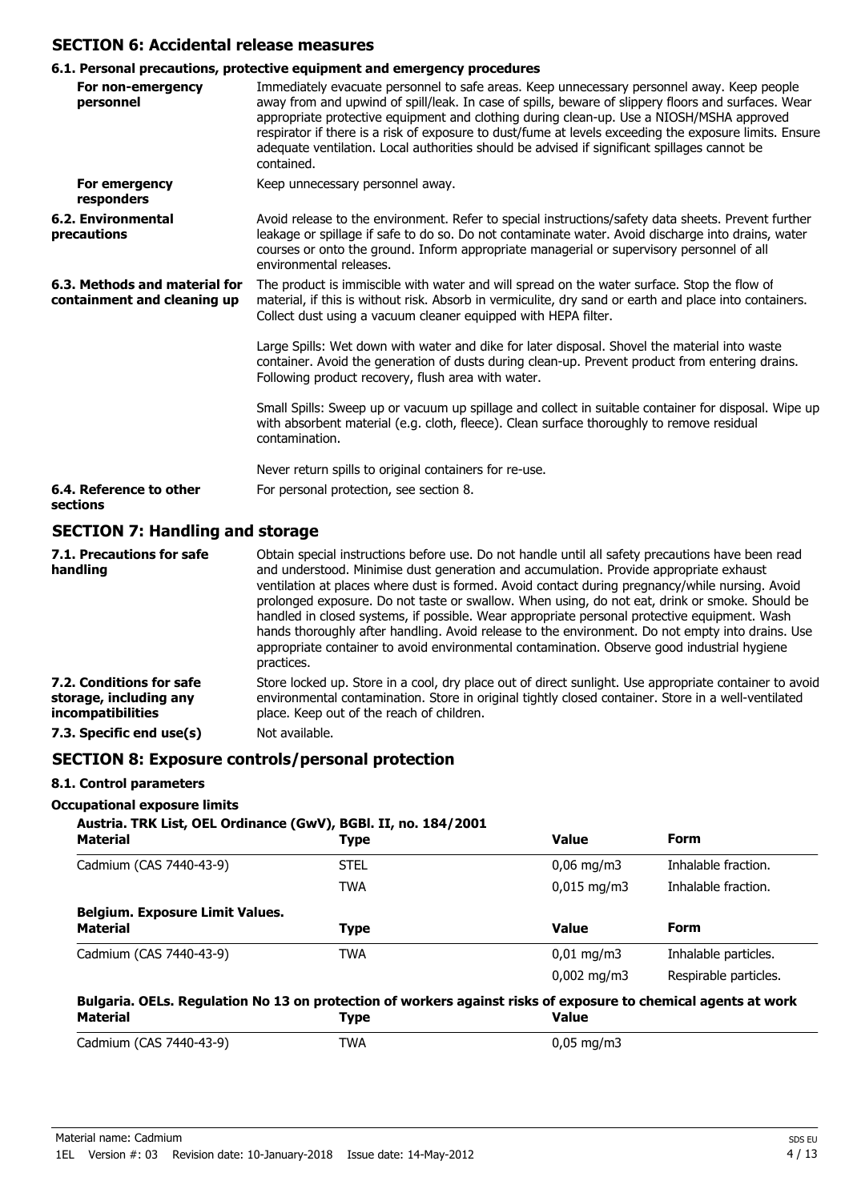## SECTION 6: Accidental release measures

### 6.1. Personal precautions, protective equipment and emergency procedures

**For non-emergency personnel**
Immediately evacuate personnel to safe areas. Keep unnecessary personnel away. Keep people away from and upwind of spill/leak. In case of spills, beware of slippery floors and surfaces. Wear appropriate protective equipment and clothing during clean-up. Use a NIOSH/MSHA approved respirator if there is a risk of exposure to dust/fume at levels exceeding the exposure limits. Ensure adequate ventilation. Local authorities should be advised if significant spillages cannot be contained.

**For emergency responders**
Keep unnecessary personnel away.

**6.2. Environmental precautions**
Avoid release to the environment. Refer to special instructions/safety data sheets. Prevent further leakage or spillage if safe to do so. Do not contaminate water. Avoid discharge into drains, water courses or onto the ground. Inform appropriate managerial or supervisory personnel of all environmental releases.

**6.3. Methods and material for containment and cleaning up**
The product is immiscible with water and will spread on the water surface. Stop the flow of material, if this is without risk. Absorb in vermiculite, dry sand or earth and place into containers. Collect dust using a vacuum cleaner equipped with HEPA filter.

Large Spills: Wet down with water and dike for later disposal. Shovel the material into waste container. Avoid the generation of dusts during clean-up. Prevent product from entering drains. Following product recovery, flush area with water.

Small Spills: Sweep up or vacuum up spillage and collect in suitable container for disposal. Wipe up with absorbent material (e.g. cloth, fleece). Clean surface thoroughly to remove residual contamination.

Never return spills to original containers for re-use.

**6.4. Reference to other sections**
For personal protection, see section 8.

## SECTION 7: Handling and storage

**7.1. Precautions for safe handling**
Obtain special instructions before use. Do not handle until all safety precautions have been read and understood. Minimise dust generation and accumulation. Provide appropriate exhaust ventilation at places where dust is formed. Avoid contact during pregnancy/while nursing. Avoid prolonged exposure. Do not taste or swallow. When using, do not eat, drink or smoke. Should be handled in closed systems, if possible. Wear appropriate personal protective equipment. Wash hands thoroughly after handling. Avoid release to the environment. Do not empty into drains. Use appropriate container to avoid environmental contamination. Observe good industrial hygiene practices.

**7.2. Conditions for safe storage, including any incompatibilities**
Store locked up. Store in a cool, dry place out of direct sunlight. Use appropriate container to avoid environmental contamination. Store in original tightly closed container. Store in a well-ventilated place. Keep out of the reach of children.

**7.3. Specific end use(s)**
Not available.

## SECTION 8: Exposure controls/personal protection

### 8.1. Control parameters

**Occupational exposure limits**

**Austria. TRK List, OEL Ordinance (GwV), BGBl. II, no. 184/2001**

| Material | Type | Value | Form |
|---|---|---|---|
| Cadmium (CAS 7440-43-9) | STEL | 0,06 mg/m3 | Inhalable fraction. |
| | TWA | 0,015 mg/m3 | Inhalable fraction. |

**Belgium. Exposure Limit Values.**

| Material | Type | Value | Form |
|---|---|---|---|
| Cadmium (CAS 7440-43-9) | TWA | 0,01 mg/m3 | Inhalable particles. |
| | | 0,002 mg/m3 | Respirable particles. |

**Bulgaria. OELs. Regulation No 13 on protection of workers against risks of exposure to chemical agents at work**

| Material | Type | Value |
|---|---|---|
| Cadmium (CAS 7440-43-9) | TWA | 0,05 mg/m3 |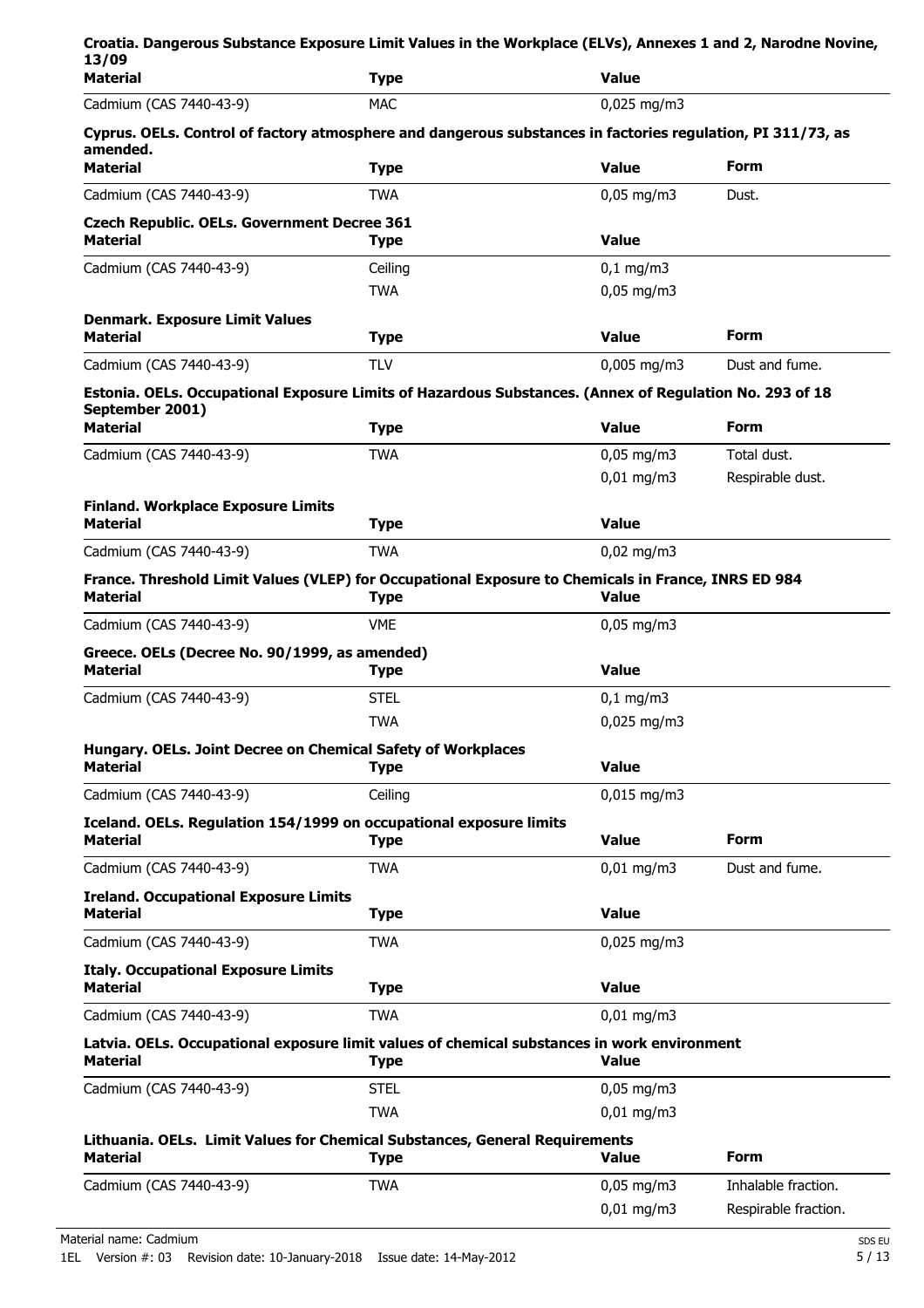**Croatia. Dangerous Substance Exposure Limit Values in the Workplace (ELVs), Annexes 1 and 2, Narodne Novine, 13/09**

| Material | Type | Value |
|---|---|---|
| Cadmium (CAS 7440-43-9) | MAC | 0,025 mg/m3 |

**Cyprus. OELs. Control of factory atmosphere and dangerous substances in factories regulation, PI 311/73, as amended.**

| Material | Type | Value | Form |
|---|---|---|---|
| Cadmium (CAS 7440-43-9) | TWA | 0,05 mg/m3 | Dust. |

**Czech Republic. OELs. Government Decree 361**

| Material | Type | Value |
|---|---|---|
| Cadmium (CAS 7440-43-9) | Ceiling | 0,1 mg/m3 |
| | TWA | 0,05 mg/m3 |

**Denmark. Exposure Limit Values**

| Material | Type | Value | Form |
|---|---|---|---|
| Cadmium (CAS 7440-43-9) | TLV | 0,005 mg/m3 | Dust and fume. |

**Estonia. OELs. Occupational Exposure Limits of Hazardous Substances. (Annex of Regulation No. 293 of 18 September 2001)**

| Material | Type | Value | Form |
|---|---|---|---|
| Cadmium (CAS 7440-43-9) | TWA | 0,05 mg/m3 | Total dust. |
| | | 0,01 mg/m3 | Respirable dust. |

**Finland. Workplace Exposure Limits**

| Material | Type | Value |
|---|---|---|
| Cadmium (CAS 7440-43-9) | TWA | 0,02 mg/m3 |

**France. Threshold Limit Values (VLEP) for Occupational Exposure to Chemicals in France, INRS ED 984**

| Material | Type | Value |
|---|---|---|
| Cadmium (CAS 7440-43-9) | VME | 0,05 mg/m3 |

**Greece. OELs (Decree No. 90/1999, as amended)**

| Material | Type | Value |
|---|---|---|
| Cadmium (CAS 7440-43-9) | STEL | 0,1 mg/m3 |
| | TWA | 0,025 mg/m3 |

**Hungary. OELs. Joint Decree on Chemical Safety of Workplaces**

| Material | Type | Value |
|---|---|---|
| Cadmium (CAS 7440-43-9) | Ceiling | 0,015 mg/m3 |

**Iceland. OELs. Regulation 154/1999 on occupational exposure limits**

| Material | Type | Value | Form |
|---|---|---|---|
| Cadmium (CAS 7440-43-9) | TWA | 0,01 mg/m3 | Dust and fume. |

**Ireland. Occupational Exposure Limits**

| Material | Type | Value |
|---|---|---|
| Cadmium (CAS 7440-43-9) | TWA | 0,025 mg/m3 |

**Italy. Occupational Exposure Limits**

| Material | Type | Value |
|---|---|---|
| Cadmium (CAS 7440-43-9) | TWA | 0,01 mg/m3 |

**Latvia. OELs. Occupational exposure limit values of chemical substances in work environment**

| Material | Type | Value |
|---|---|---|
| Cadmium (CAS 7440-43-9) | STEL | 0,05 mg/m3 |
| | TWA | 0,01 mg/m3 |

**Lithuania. OELs. Limit Values for Chemical Substances, General Requirements**

| Material | Type | Value | Form |
|---|---|---|---|
| Cadmium (CAS 7440-43-9) | TWA | 0,05 mg/m3 | Inhalable fraction. |
| | | 0,01 mg/m3 | Respirable fraction. |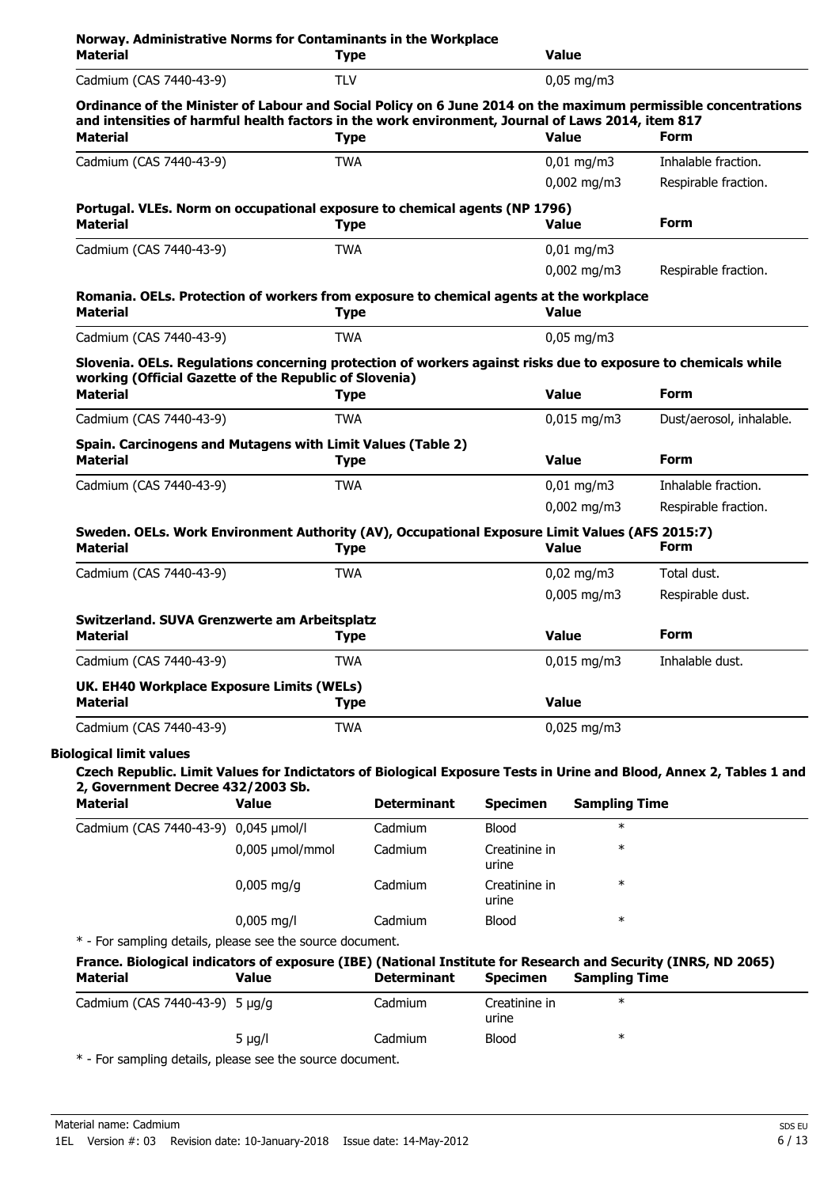**Norway. Administrative Norms for Contaminants in the Workplace**

| Material | Type | Value |
|---|---|---|
| Cadmium (CAS 7440-43-9) | TLV | 0,05 mg/m3 |

**Ordinance of the Minister of Labour and Social Policy on 6 June 2014 on the maximum permissible concentrations and intensities of harmful health factors in the work environment, Journal of Laws 2014, item 817**

| Material | Type | Value | Form |
|---|---|---|---|
| Cadmium (CAS 7440-43-9) | TWA | 0,01 mg/m3 | Inhalable fraction. |
| | | 0,002 mg/m3 | Respirable fraction. |

**Portugal. VLEs. Norm on occupational exposure to chemical agents (NP 1796)**

| Material | Type | Value | Form |
|---|---|---|---|
| Cadmium (CAS 7440-43-9) | TWA | 0,01 mg/m3 | |
| | | 0,002 mg/m3 | Respirable fraction. |

**Romania. OELs. Protection of workers from exposure to chemical agents at the workplace**

| Material | Type | Value |
|---|---|---|
| Cadmium (CAS 7440-43-9) | TWA | 0,05 mg/m3 |

**Slovenia. OELs. Regulations concerning protection of workers against risks due to exposure to chemicals while working (Official Gazette of the Republic of Slovenia)**

| Material | Type | Value | Form |
|---|---|---|---|
| Cadmium (CAS 7440-43-9) | TWA | 0,015 mg/m3 | Dust/aerosol, inhalable. |

**Spain. Carcinogens and Mutagens with Limit Values (Table 2)**

| Material | Type | Value | Form |
|---|---|---|---|
| Cadmium (CAS 7440-43-9) | TWA | 0,01 mg/m3 | Inhalable fraction. |
| | | 0,002 mg/m3 | Respirable fraction. |

**Sweden. OELs. Work Environment Authority (AV), Occupational Exposure Limit Values (AFS 2015:7)**

| Material | Type | Value | Form |
|---|---|---|---|
| Cadmium (CAS 7440-43-9) | TWA | 0,02 mg/m3 | Total dust. |
| | | 0,005 mg/m3 | Respirable dust. |

**Switzerland. SUVA Grenzwerte am Arbeitsplatz**

| Material | Type | Value | Form |
|---|---|---|---|
| Cadmium (CAS 7440-43-9) | TWA | 0,015 mg/m3 | Inhalable dust. |

**UK. EH40 Workplace Exposure Limits (WELs)**

| Material | Type | Value |
|---|---|---|
| Cadmium (CAS 7440-43-9) | TWA | 0,025 mg/m3 |

**Biological limit values**

**Czech Republic. Limit Values for Indictators of Biological Exposure Tests in Urine and Blood, Annex 2, Tables 1 and 2, Government Decree 432/2003 Sb.**

| Material | Value | Determinant | Specimen | Sampling Time |
|---|---|---|---|---|
| Cadmium (CAS 7440-43-9) | 0,045 µmol/l | Cadmium | Blood | * |
| | 0,005 µmol/mmol | Cadmium | Creatinine in urine | * |
| | 0,005 mg/g | Cadmium | Creatinine in urine | * |
| | 0,005 mg/l | Cadmium | Blood | * |

* - For sampling details, please see the source document.

**France. Biological indicators of exposure (IBE) (National Institute for Research and Security (INRS, ND 2065)**

| Material | Value | Determinant | Specimen | Sampling Time |
|---|---|---|---|---|
| Cadmium (CAS 7440-43-9) | 5 µg/g | Cadmium | Creatinine in urine | * |
| | 5 µg/l | Cadmium | Blood | * |

* - For sampling details, please see the source document.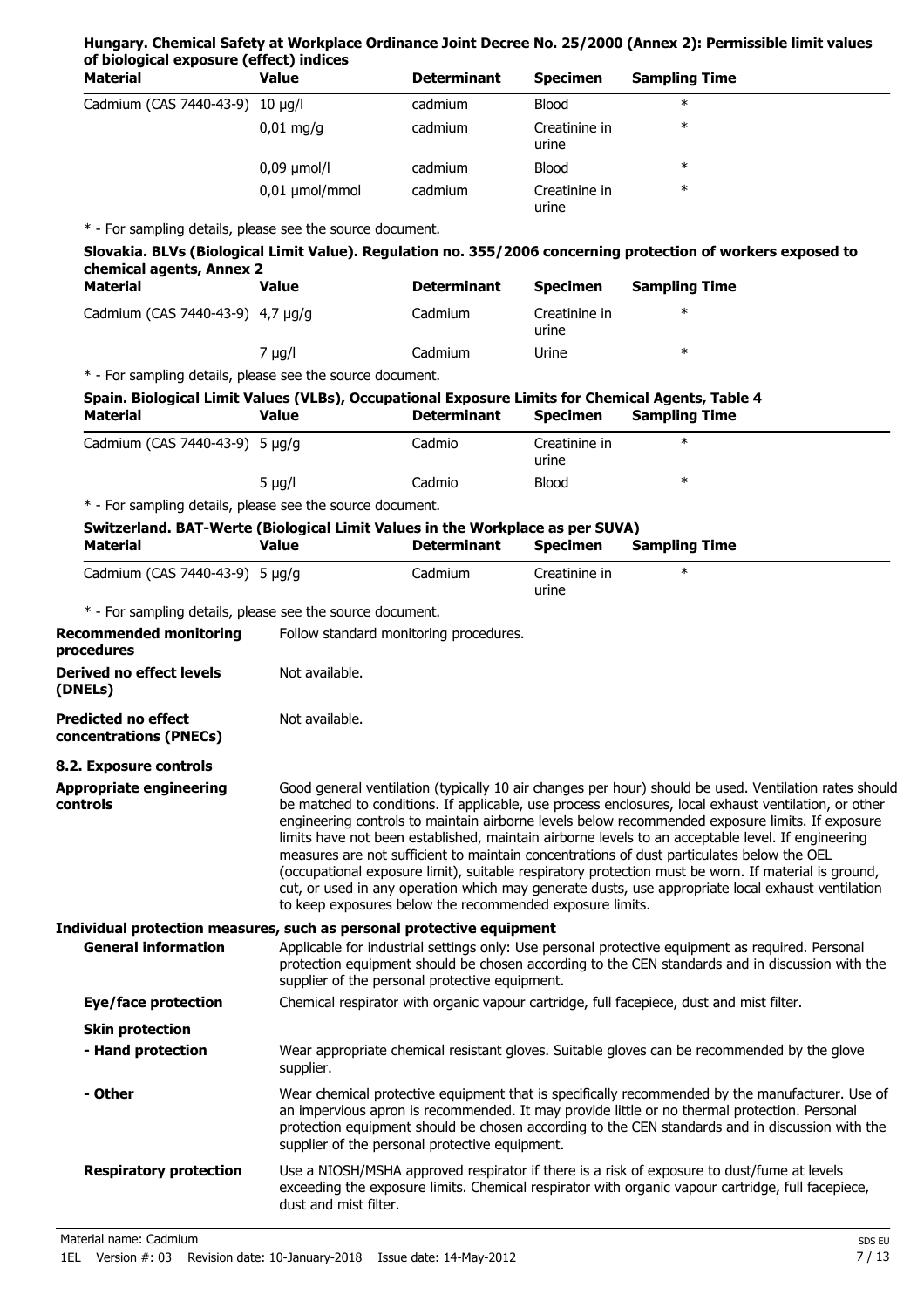**Hungary. Chemical Safety at Workplace Ordinance Joint Decree No. 25/2000 (Annex 2): Permissible limit values of biological exposure (effect) indices**

| Material | Value | Determinant | Specimen | Sampling Time |
|---|---|---|---|---|
| Cadmium (CAS 7440-43-9) | 10 µg/l | cadmium | Blood | * |
| | 0,01 mg/g | cadmium | Creatinine in urine | * |
| | 0,09 µmol/l | cadmium | Blood | * |
| | 0,01 µmol/mmol | cadmium | Creatinine in urine | * |

\* - For sampling details, please see the source document.

**Slovakia. BLVs (Biological Limit Value). Regulation no. 355/2006 concerning protection of workers exposed to chemical agents, Annex 2**

| Material | Value | Determinant | Specimen | Sampling Time |
|---|---|---|---|---|
| Cadmium (CAS 7440-43-9) | 4,7 µg/g | Cadmium | Creatinine in urine | * |
| | 7 µg/l | Cadmium | Urine | * |

\* - For sampling details, please see the source document.

**Spain. Biological Limit Values (VLBs), Occupational Exposure Limits for Chemical Agents, Table 4**

| Material | Value | Determinant | Specimen | Sampling Time |
|---|---|---|---|---|
| Cadmium (CAS 7440-43-9) | 5 µg/g | Cadmio | Creatinine in urine | * |
| | 5 µg/l | Cadmio | Blood | * |

\* - For sampling details, please see the source document.

**Switzerland. BAT-Werte (Biological Limit Values in the Workplace as per SUVA)**

| Material | Value | Determinant | Specimen | Sampling Time |
|---|---|---|---|---|
| Cadmium (CAS 7440-43-9) | 5 µg/g | Cadmium | Creatinine in urine | * |

\* - For sampling details, please see the source document.

**Recommended monitoring procedures**
Follow standard monitoring procedures.

**Derived no effect levels (DNELs)**
Not available.

**Predicted no effect concentrations (PNECs)**
Not available.

## 8.2. Exposure controls

**Appropriate engineering controls**
Good general ventilation (typically 10 air changes per hour) should be used. Ventilation rates should be matched to conditions. If applicable, use process enclosures, local exhaust ventilation, or other engineering controls to maintain airborne levels below recommended exposure limits. If exposure limits have not been established, maintain airborne levels to an acceptable level. If engineering measures are not sufficient to maintain concentrations of dust particulates below the OEL (occupational exposure limit), suitable respiratory protection must be worn. If material is ground, cut, or used in any operation which may generate dusts, use appropriate local exhaust ventilation to keep exposures below the recommended exposure limits.

**Individual protection measures, such as personal protective equipment**

**General information**
Applicable for industrial settings only: Use personal protective equipment as required. Personal protection equipment should be chosen according to the CEN standards and in discussion with the supplier of the personal protective equipment.

**Eye/face protection**
Chemical respirator with organic vapour cartridge, full facepiece, dust and mist filter.

**Skin protection**

**- Hand protection**
Wear appropriate chemical resistant gloves. Suitable gloves can be recommended by the glove supplier.

**- Other**
Wear chemical protective equipment that is specifically recommended by the manufacturer. Use of an impervious apron is recommended. It may provide little or no thermal protection. Personal protection equipment should be chosen according to the CEN standards and in discussion with the supplier of the personal protective equipment.

**Respiratory protection**
Use a NIOSH/MSHA approved respirator if there is a risk of exposure to dust/fume at levels exceeding the exposure limits. Chemical respirator with organic vapour cartridge, full facepiece, dust and mist filter.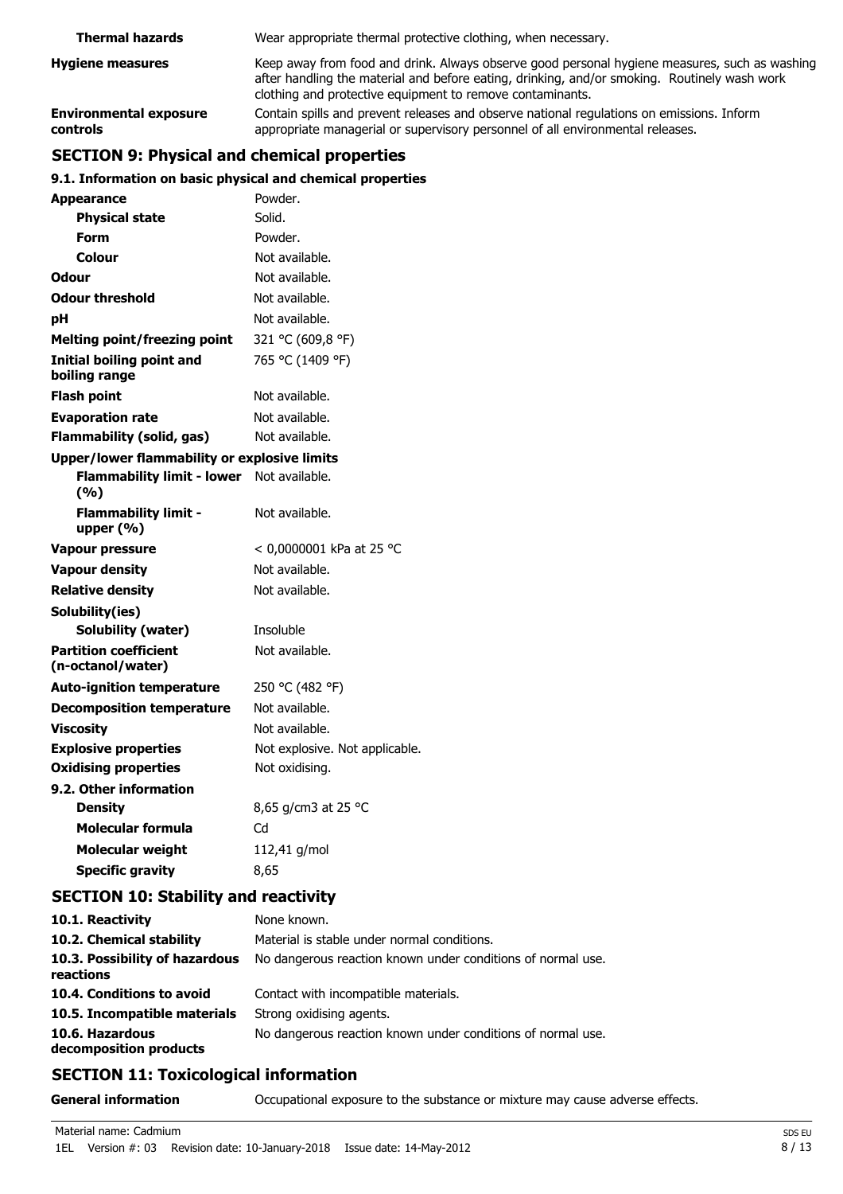| | |
|---|---|
| **Thermal hazards** | Wear appropriate thermal protective clothing, when necessary. |
| **Hygiene measures** | Keep away from food and drink. Always observe good personal hygiene measures, such as washing after handling the material and before eating, drinking, and/or smoking. Routinely wash work clothing and protective equipment to remove contaminants. |
| **Environmental exposure controls** | Contain spills and prevent releases and observe national regulations on emissions. Inform appropriate managerial or supervisory personnel of all environmental releases. |

## SECTION 9: Physical and chemical properties

### 9.1. Information on basic physical and chemical properties

| | |
|---|---|
| **Appearance** | Powder. |
| **Physical state** | Solid. |
| **Form** | Powder. |
| **Colour** | Not available. |
| **Odour** | Not available. |
| **Odour threshold** | Not available. |
| **pH** | Not available. |
| **Melting point/freezing point** | 321 °C (609,8 °F) |
| **Initial boiling point and boiling range** | 765 °C (1409 °F) |
| **Flash point** | Not available. |
| **Evaporation rate** | Not available. |
| **Flammability (solid, gas)** | Not available. |
| **Upper/lower flammability or explosive limits** | |
| **Flammability limit - lower (%)** | Not available. |
| **Flammability limit - upper (%)** | Not available. |
| **Vapour pressure** | < 0,0000001 kPa at 25 °C |
| **Vapour density** | Not available. |
| **Relative density** | Not available. |
| **Solubility(ies)** | |
| **Solubility (water)** | Insoluble |
| **Partition coefficient (n-octanol/water)** | Not available. |
| **Auto-ignition temperature** | 250 °C (482 °F) |
| **Decomposition temperature** | Not available. |
| **Viscosity** | Not available. |
| **Explosive properties** | Not explosive. Not applicable. |
| **Oxidising properties** | Not oxidising. |
| **9.2. Other information** | |
| **Density** | 8,65 g/cm3 at 25 °C |
| **Molecular formula** | Cd |
| **Molecular weight** | 112,41 g/mol |
| **Specific gravity** | 8,65 |

## SECTION 10: Stability and reactivity

| | |
|---|---|
| **10.1. Reactivity** | None known. |
| **10.2. Chemical stability** | Material is stable under normal conditions. |
| **10.3. Possibility of hazardous reactions** | No dangerous reaction known under conditions of normal use. |
| **10.4. Conditions to avoid** | Contact with incompatible materials. |
| **10.5. Incompatible materials** | Strong oxidising agents. |
| **10.6. Hazardous decomposition products** | No dangerous reaction known under conditions of normal use. |

## SECTION 11: Toxicological information

| | |
|---|---|
| **General information** | Occupational exposure to the substance or mixture may cause adverse effects. |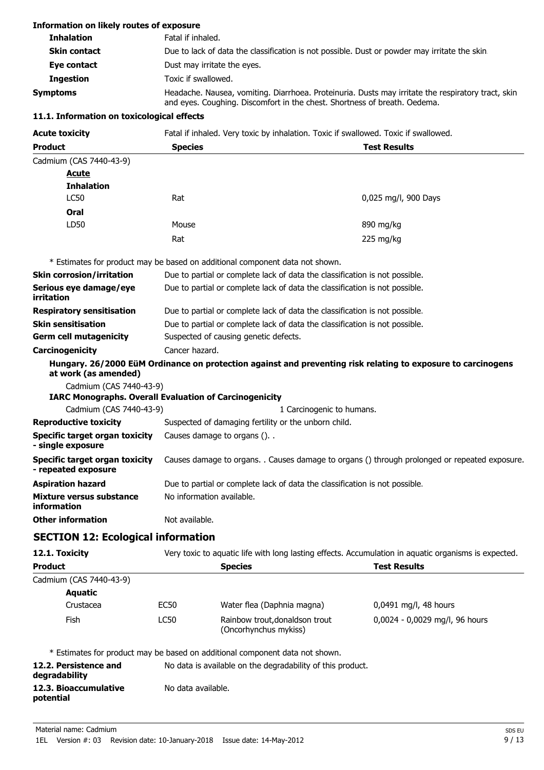**Information on likely routes of exposure**

| | |
|---|---|
| **Inhalation** | Fatal if inhaled. |
| **Skin contact** | Due to lack of data the classification is not possible. Dust or powder may irritate the skin. |
| **Eye contact** | Dust may irritate the eyes. |
| **Ingestion** | Toxic if swallowed. |
| **Symptoms** | Headache. Nausea, vomiting. Diarrhoea. Proteinuria. Dusts may irritate the respiratory tract, skin and eyes. Coughing. Discomfort in the chest. Shortness of breath. Oedema. |

### 11.1. Information on toxicological effects

**Acute toxicity** Fatal if inhaled. Very toxic by inhalation. Toxic if swallowed. Toxic if swallowed.

| Product | Species | Test Results |
|---|---|---|
| Cadmium (CAS 7440-43-9) | | |
| **Acute** | | |
| **Inhalation** | | |
| LC50 | Rat | 0,025 mg/l, 900 Days |
| **Oral** | | |
| LD50 | Mouse | 890 mg/kg |
| | Rat | 225 mg/kg |

\* Estimates for product may be based on additional component data not shown.

| | |
|---|---|
| **Skin corrosion/irritation** | Due to partial or complete lack of data the classification is not possible. |
| **Serious eye damage/eye irritation** | Due to partial or complete lack of data the classification is not possible. |
| **Respiratory sensitisation** | Due to partial or complete lack of data the classification is not possible. |
| **Skin sensitisation** | Due to partial or complete lack of data the classification is not possible. |
| **Germ cell mutagenicity** | Suspected of causing genetic defects. |
| **Carcinogenicity** | Cancer hazard. |

**Hungary. 26/2000 EüM Ordinance on protection against and preventing risk relating to exposure to carcinogens at work (as amended)**

Cadmium (CAS 7440-43-9)

**IARC Monographs. Overall Evaluation of Carcinogenicity**

Cadmium (CAS 7440-43-9) 1 Carcinogenic to humans.

| | |
|---|---|
| **Reproductive toxicity** | Suspected of damaging fertility or the unborn child. |
| **Specific target organ toxicity - single exposure** | Causes damage to organs (). . |
| **Specific target organ toxicity - repeated exposure** | Causes damage to organs. . Causes damage to organs () through prolonged or repeated exposure. |
| **Aspiration hazard** | Due to partial or complete lack of data the classification is not possible. |
| **Mixture versus substance information** | No information available. |
| **Other information** | Not available. |

## SECTION 12: Ecological information

**12.1. Toxicity** Very toxic to aquatic life with long lasting effects. Accumulation in aquatic organisms is expected.

| Product | | Species | Test Results |
|---|---|---|---|
| Cadmium (CAS 7440-43-9) | | | |
| **Aquatic** | | | |
| Crustacea | EC50 | Water flea (Daphnia magna) | 0,0491 mg/l, 48 hours |
| Fish | LC50 | Rainbow trout,donaldson trout (Oncorhynchus mykiss) | 0,0024 - 0,0029 mg/l, 96 hours |

\* Estimates for product may be based on additional component data not shown.

| | |
|---|---|
| **12.2. Persistence and degradability** | No data is available on the degradability of this product. |
| **12.3. Bioaccumulative potential** | No data available. |

Material name: Cadmium
1EL Version #: 03 Revision date: 10-January-2018 Issue date: 14-May-2012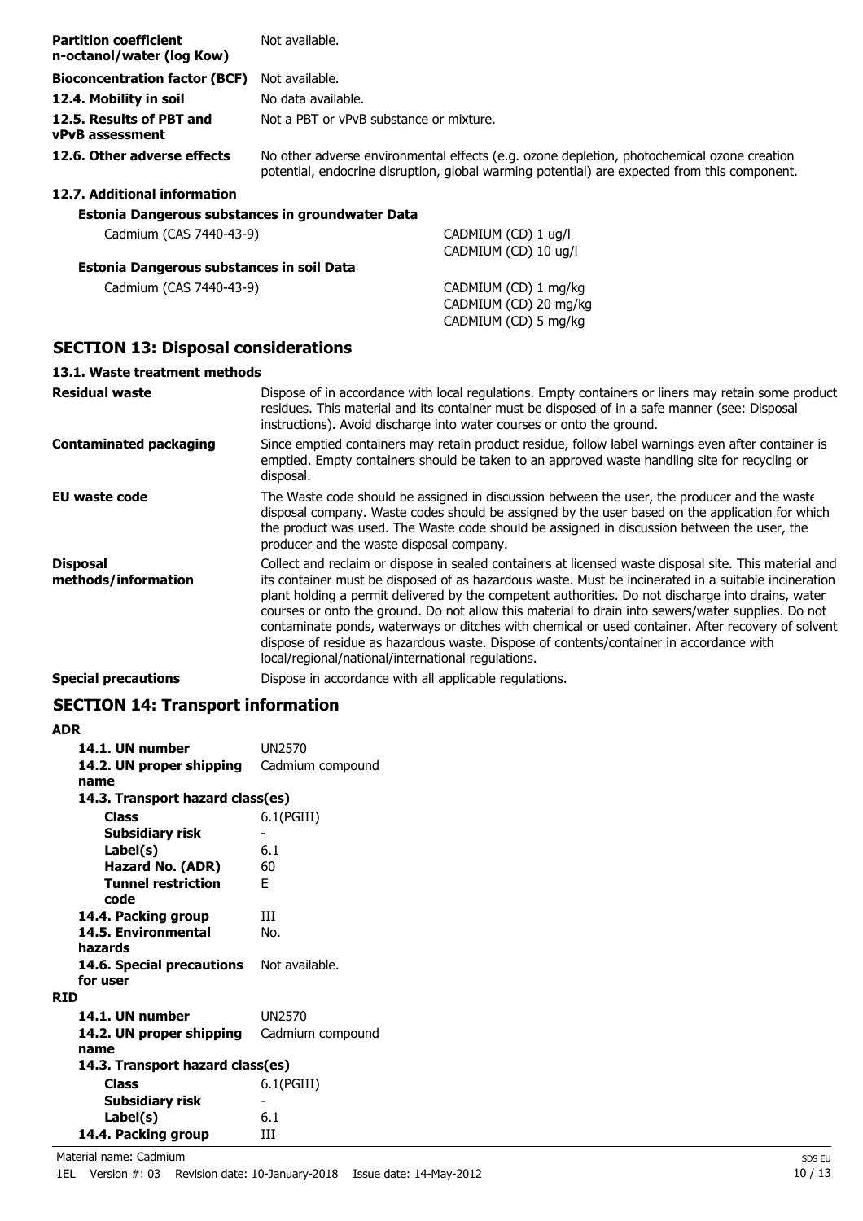| | |
|---|---|
| **Partition coefficient n-octanol/water (log Kow)** | Not available. |
| **Bioconcentration factor (BCF)** | Not available. |
| **12.4. Mobility in soil** | No data available. |
| **12.5. Results of PBT and vPvB assessment** | Not a PBT or vPvB substance or mixture. |
| **12.6. Other adverse effects** | No other adverse environmental effects (e.g. ozone depletion, photochemical ozone creation potential, endocrine disruption, global warming potential) are expected from this component. |

**12.7. Additional information**

**Estonia Dangerous substances in groundwater Data**

| | |
|---|---|
| Cadmium (CAS 7440-43-9) | CADMIUM (CD) 1 ug/l<br>CADMIUM (CD) 10 ug/l |

**Estonia Dangerous substances in soil Data**

| | |
|---|---|
| Cadmium (CAS 7440-43-9) | CADMIUM (CD) 1 mg/kg<br>CADMIUM (CD) 20 mg/kg<br>CADMIUM (CD) 5 mg/kg |

## SECTION 13: Disposal considerations

### 13.1. Waste treatment methods

| | |
|---|---|
| **Residual waste** | Dispose of in accordance with local regulations. Empty containers or liners may retain some product residues. This material and its container must be disposed of in a safe manner (see: Disposal instructions). Avoid discharge into water courses or onto the ground. |
| **Contaminated packaging** | Since emptied containers may retain product residue, follow label warnings even after container is emptied. Empty containers should be taken to an approved waste handling site for recycling or disposal. |
| **EU waste code** | The Waste code should be assigned in discussion between the user, the producer and the waste disposal company. Waste codes should be assigned by the user based on the application for which the product was used. The Waste code should be assigned in discussion between the user, the producer and the waste disposal company. |
| **Disposal methods/information** | Collect and reclaim or dispose in sealed containers at licensed waste disposal site. This material and its container must be disposed of as hazardous waste. Must be incinerated in a suitable incineration plant holding a permit delivered by the competent authorities. Do not discharge into drains, water courses or onto the ground. Do not allow this material to drain into sewers/water supplies. Do not contaminate ponds, waterways or ditches with chemical or used container. After recovery of solvent dispose of residue as hazardous waste. Dispose of contents/container in accordance with local/regional/national/international regulations. |
| **Special precautions** | Dispose in accordance with all applicable regulations. |

## SECTION 14: Transport information

**ADR**

| | |
|---|---|
| **14.1. UN number** | UN2570 |
| **14.2. UN proper shipping name** | Cadmium compound |
| **14.3. Transport hazard class(es)** | |
| **Class** | 6.1(PGIII) |
| **Subsidiary risk** | - |
| **Label(s)** | 6.1 |
| **Hazard No. (ADR)** | 60 |
| **Tunnel restriction code** | E |
| **14.4. Packing group** | III |
| **14.5. Environmental hazards** | No. |
| **14.6. Special precautions for user** | Not available. |

**RID**

| | |
|---|---|
| **14.1. UN number** | UN2570 |
| **14.2. UN proper shipping name** | Cadmium compound |
| **14.3. Transport hazard class(es)** | |
| **Class** | 6.1(PGIII) |
| **Subsidiary risk** | - |
| **Label(s)** | 6.1 |
| **14.4. Packing group** | III |

Material name: Cadmium

1EL Version #: 03 Revision date: 10-January-2018 Issue date: 14-May-2012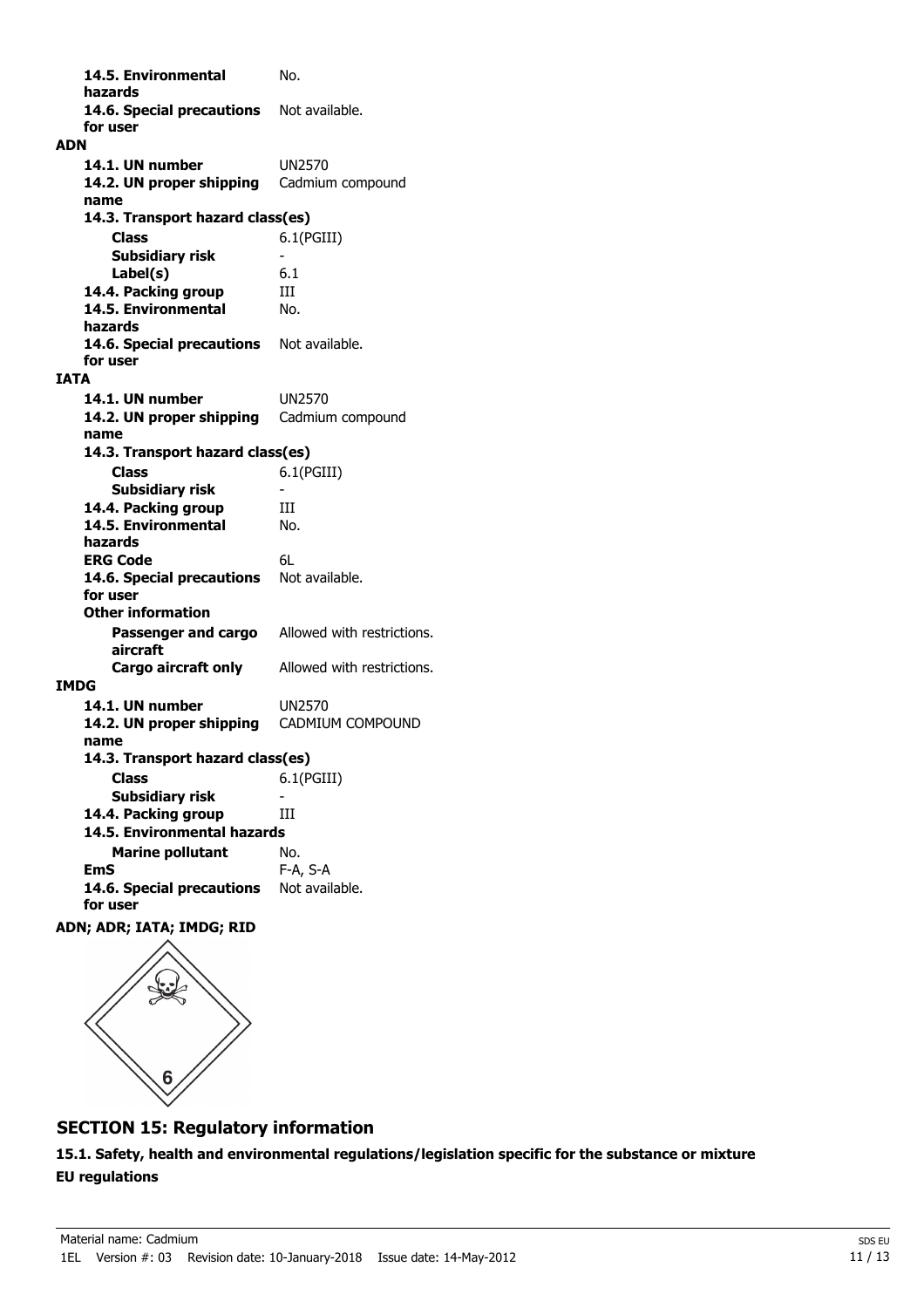| | |
|---|---|
| **14.5. Environmental hazards** | No. |
| **14.6. Special precautions for user** | Not available. |

**ADN**

| | |
|---|---|
| **14.1. UN number** | UN2570 |
| **14.2. UN proper shipping name** | Cadmium compound |
| **14.3. Transport hazard class(es)** | |
| **Class** | 6.1(PGIII) |
| **Subsidiary risk** | - |
| **Label(s)** | 6.1 |
| **14.4. Packing group** | III |
| **14.5. Environmental hazards** | No. |
| **14.6. Special precautions for user** | Not available. |

**IATA**

| | |
|---|---|
| **14.1. UN number** | UN2570 |
| **14.2. UN proper shipping name** | Cadmium compound |
| **14.3. Transport hazard class(es)** | |
| **Class** | 6.1(PGIII) |
| **Subsidiary risk** | - |
| **14.4. Packing group** | III |
| **14.5. Environmental hazards** | No. |
| **ERG Code** | 6L |
| **14.6. Special precautions for user** | Not available. |
| **Other information** | |
| **Passenger and cargo aircraft** | Allowed with restrictions. |
| **Cargo aircraft only** | Allowed with restrictions. |

**IMDG**

| | |
|---|---|
| **14.1. UN number** | UN2570 |
| **14.2. UN proper shipping name** | CADMIUM COMPOUND |
| **14.3. Transport hazard class(es)** | |
| **Class** | 6.1(PGIII) |
| **Subsidiary risk** | - |
| **14.4. Packing group** | III |
| **14.5. Environmental hazards** | |
| **Marine pollutant** | No. |
| **EmS** | F-A, S-A |
| **14.6. Special precautions for user** | Not available. |

**ADN; ADR; IATA; IMDG; RID**

## SECTION 15: Regulatory information

**15.1. Safety, health and environmental regulations/legislation specific for the substance or mixture**

**EU regulations**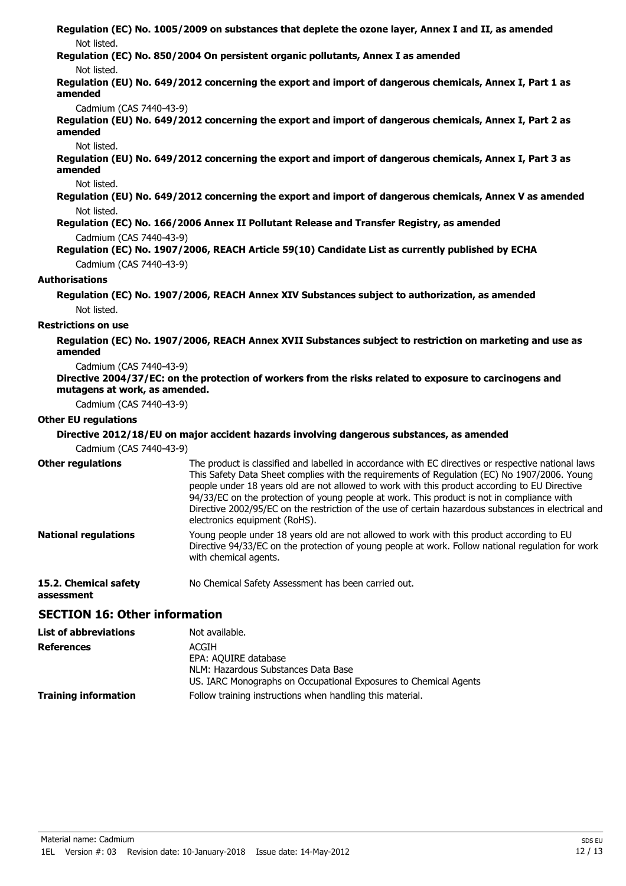**Regulation (EC) No. 1005/2009 on substances that deplete the ozone layer, Annex I and II, as amended**

Not listed.

**Regulation (EC) No. 850/2004 On persistent organic pollutants, Annex I as amended**

Not listed.

**Regulation (EU) No. 649/2012 concerning the export and import of dangerous chemicals, Annex I, Part 1 as amended**

Cadmium (CAS 7440-43-9)

**Regulation (EU) No. 649/2012 concerning the export and import of dangerous chemicals, Annex I, Part 2 as amended**

Not listed.

**Regulation (EU) No. 649/2012 concerning the export and import of dangerous chemicals, Annex I, Part 3 as amended**

Not listed.

**Regulation (EU) No. 649/2012 concerning the export and import of dangerous chemicals, Annex V as amended**

Not listed.

**Regulation (EC) No. 166/2006 Annex II Pollutant Release and Transfer Registry, as amended**

Cadmium (CAS 7440-43-9)

**Regulation (EC) No. 1907/2006, REACH Article 59(10) Candidate List as currently published by ECHA**

Cadmium (CAS 7440-43-9)

**Authorisations**

**Regulation (EC) No. 1907/2006, REACH Annex XIV Substances subject to authorization, as amended**

Not listed.

**Restrictions on use**

**Regulation (EC) No. 1907/2006, REACH Annex XVII Substances subject to restriction on marketing and use as amended**

Cadmium (CAS 7440-43-9)

**Directive 2004/37/EC: on the protection of workers from the risks related to exposure to carcinogens and mutagens at work, as amended.**

Cadmium (CAS 7440-43-9)

**Other EU regulations**

**Directive 2012/18/EU on major accident hazards involving dangerous substances, as amended**

Cadmium (CAS 7440-43-9)

**Other regulations** The product is classified and labelled in accordance with EC directives or respective national laws This Safety Data Sheet complies with the requirements of Regulation (EC) No 1907/2006. Young people under 18 years old are not allowed to work with this product according to EU Directive 94/33/EC on the protection of young people at work. This product is not in compliance with Directive 2002/95/EC on the restriction of the use of certain hazardous substances in electrical and electronics equipment (RoHS).

**National regulations** Young people under 18 years old are not allowed to work with this product according to EU Directive 94/33/EC on the protection of young people at work. Follow national regulation for work with chemical agents.

**15.2. Chemical safety assessment** No Chemical Safety Assessment has been carried out.

## SECTION 16: Other information

**List of abbreviations** Not available.

**References**
ACGIH
EPA: AQUIRE database
NLM: Hazardous Substances Data Base
US. IARC Monographs on Occupational Exposures to Chemical Agents

**Training information** Follow training instructions when handling this material.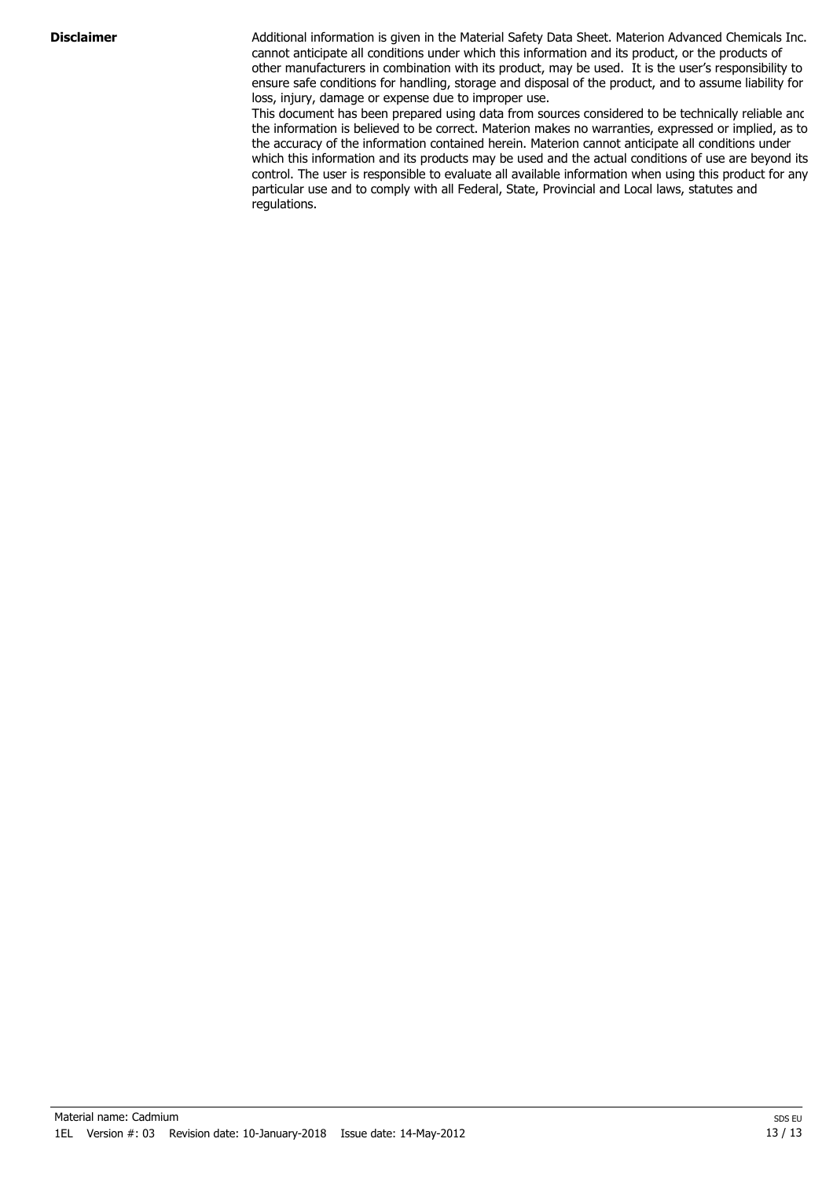**Disclaimer**

Additional information is given in the Material Safety Data Sheet. Materion Advanced Chemicals Inc. cannot anticipate all conditions under which this information and its product, or the products of other manufacturers in combination with its product, may be used. It is the user's responsibility to ensure safe conditions for handling, storage and disposal of the product, and to assume liability for loss, injury, damage or expense due to improper use.

This document has been prepared using data from sources considered to be technically reliable and the information is believed to be correct. Materion makes no warranties, expressed or implied, as to the accuracy of the information contained herein. Materion cannot anticipate all conditions under which this information and its products may be used and the actual conditions of use are beyond its control. The user is responsible to evaluate all available information when using this product for any particular use and to comply with all Federal, State, Provincial and Local laws, statutes and regulations.